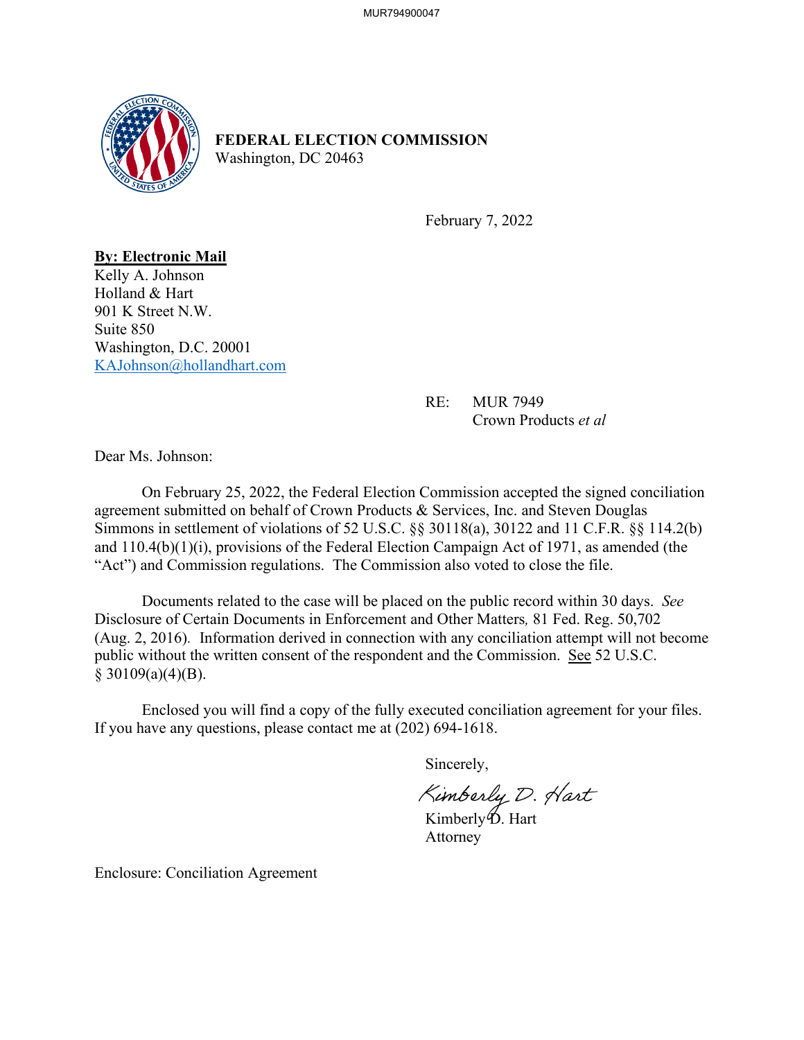**FEDERAL ELECTION COMMISSION**
Washington, DC 20463

February 7, 2022

**By: Electronic Mail**
Kelly A. Johnson
Holland & Hart
901 K Street N.W.
Suite 850
Washington, D.C. 20001
KAJohnson@hollandhart.com

RE: MUR 7949
Crown Products *et al*

Dear Ms. Johnson:

On February 25, 2022, the Federal Election Commission accepted the signed conciliation agreement submitted on behalf of Crown Products & Services, Inc. and Steven Douglas Simmons in settlement of violations of 52 U.S.C. §§ 30118(a), 30122 and 11 C.F.R. §§ 114.2(b) and 110.4(b)(1)(i), provisions of the Federal Election Campaign Act of 1971, as amended (the "Act") and Commission regulations. The Commission also voted to close the file.

Documents related to the case will be placed on the public record within 30 days. *See* Disclosure of Certain Documents in Enforcement and Other Matters*,* 81 Fed. Reg. 50,702 (Aug. 2, 2016). Information derived in connection with any conciliation attempt will not become public without the written consent of the respondent and the Commission. See 52 U.S.C. § 30109(a)(4)(B).

Enclosed you will find a copy of the fully executed conciliation agreement for your files. If you have any questions, please contact me at (202) 694-1618.

Sincerely,

Kimberly D. Hart

Kimberly D. Hart
Attorney

Enclosure: Conciliation Agreement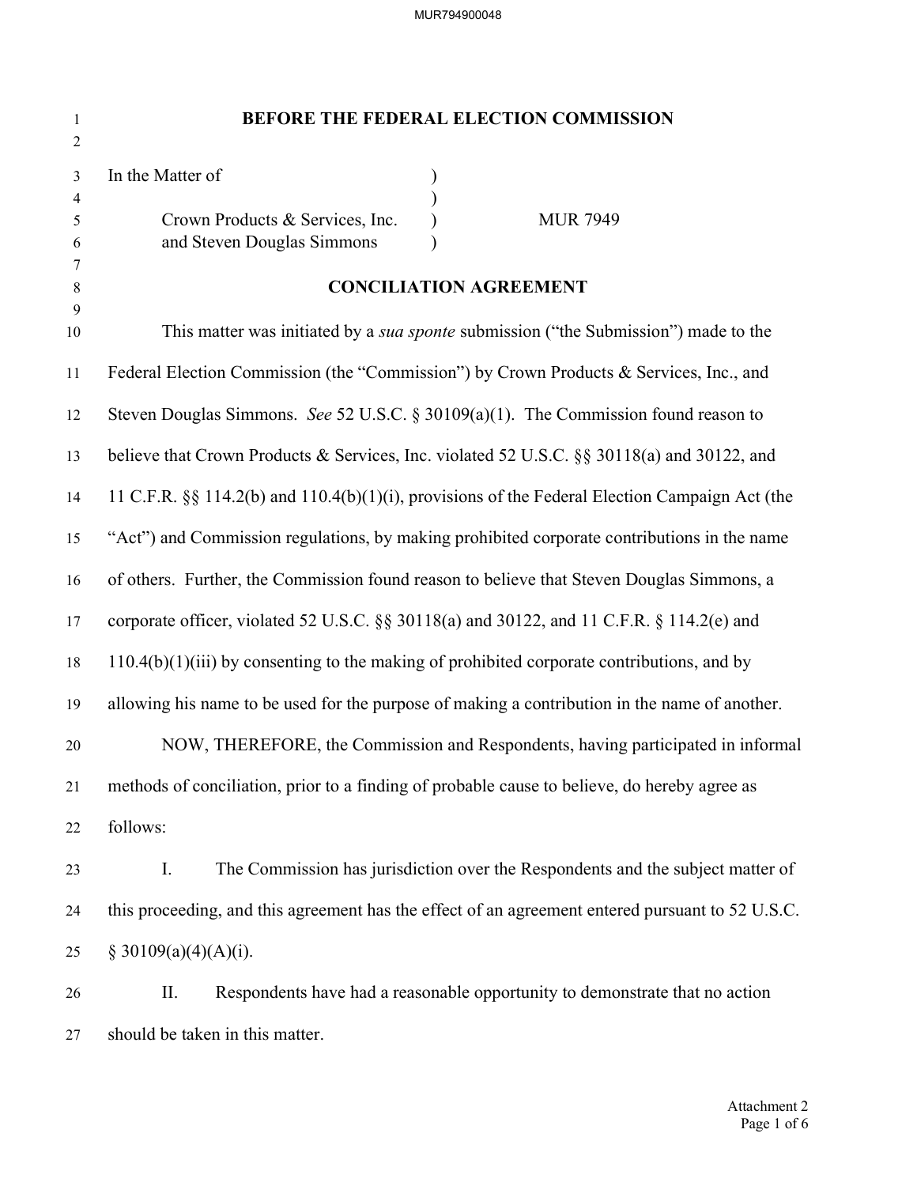# BEFORE THE FEDERAL ELECTION COMMISSION

In the Matter of )
)
Crown Products & Services, Inc. ) MUR 7949
and Steven Douglas Simmons )

## CONCILIATION AGREEMENT

This matter was initiated by a *sua sponte* submission ("the Submission") made to the Federal Election Commission (the "Commission") by Crown Products & Services, Inc., and Steven Douglas Simmons. *See* 52 U.S.C. § 30109(a)(1). The Commission found reason to believe that Crown Products & Services, Inc. violated 52 U.S.C. §§ 30118(a) and 30122, and 11 C.F.R. §§ 114.2(b) and 110.4(b)(1)(i), provisions of the Federal Election Campaign Act (the "Act") and Commission regulations, by making prohibited corporate contributions in the name of others. Further, the Commission found reason to believe that Steven Douglas Simmons, a corporate officer, violated 52 U.S.C. §§ 30118(a) and 30122, and 11 C.F.R. § 114.2(e) and 110.4(b)(1)(iii) by consenting to the making of prohibited corporate contributions, and by allowing his name to be used for the purpose of making a contribution in the name of another.

NOW, THEREFORE, the Commission and Respondents, having participated in informal methods of conciliation, prior to a finding of probable cause to believe, do hereby agree as follows:

I. The Commission has jurisdiction over the Respondents and the subject matter of this proceeding, and this agreement has the effect of an agreement entered pursuant to 52 U.S.C. § 30109(a)(4)(A)(i).

II. Respondents have had a reasonable opportunity to demonstrate that no action should be taken in this matter.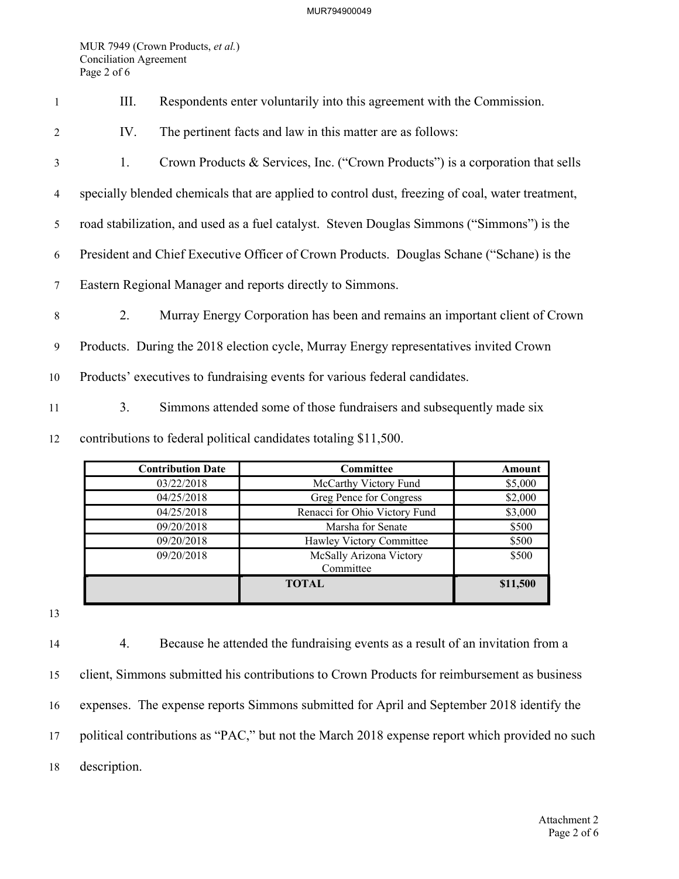III. Respondents enter voluntarily into this agreement with the Commission.

IV. The pertinent facts and law in this matter are as follows:

1. Crown Products & Services, Inc. ("Crown Products") is a corporation that sells specially blended chemicals that are applied to control dust, freezing of coal, water treatment, road stabilization, and used as a fuel catalyst. Steven Douglas Simmons ("Simmons") is the President and Chief Executive Officer of Crown Products. Douglas Schane ("Schane) is the Eastern Regional Manager and reports directly to Simmons.

2. Murray Energy Corporation has been and remains an important client of Crown Products. During the 2018 election cycle, Murray Energy representatives invited Crown Products' executives to fundraising events for various federal candidates.

3. Simmons attended some of those fundraisers and subsequently made six contributions to federal political candidates totaling $11,500.

| Contribution Date | Committee | Amount |
|---|---|---|
| 03/22/2018 | McCarthy Victory Fund | $5,000 |
| 04/25/2018 | Greg Pence for Congress | $2,000 |
| 04/25/2018 | Renacci for Ohio Victory Fund | $3,000 |
| 09/20/2018 | Marsha for Senate | $500 |
| 09/20/2018 | Hawley Victory Committee | $500 |
| 09/20/2018 | McSally Arizona Victory Committee | $500 |
| | **TOTAL** | **$11,500** |

4. Because he attended the fundraising events as a result of an invitation from a client, Simmons submitted his contributions to Crown Products for reimbursement as business expenses. The expense reports Simmons submitted for April and September 2018 identify the political contributions as "PAC," but not the March 2018 expense report which provided no such description.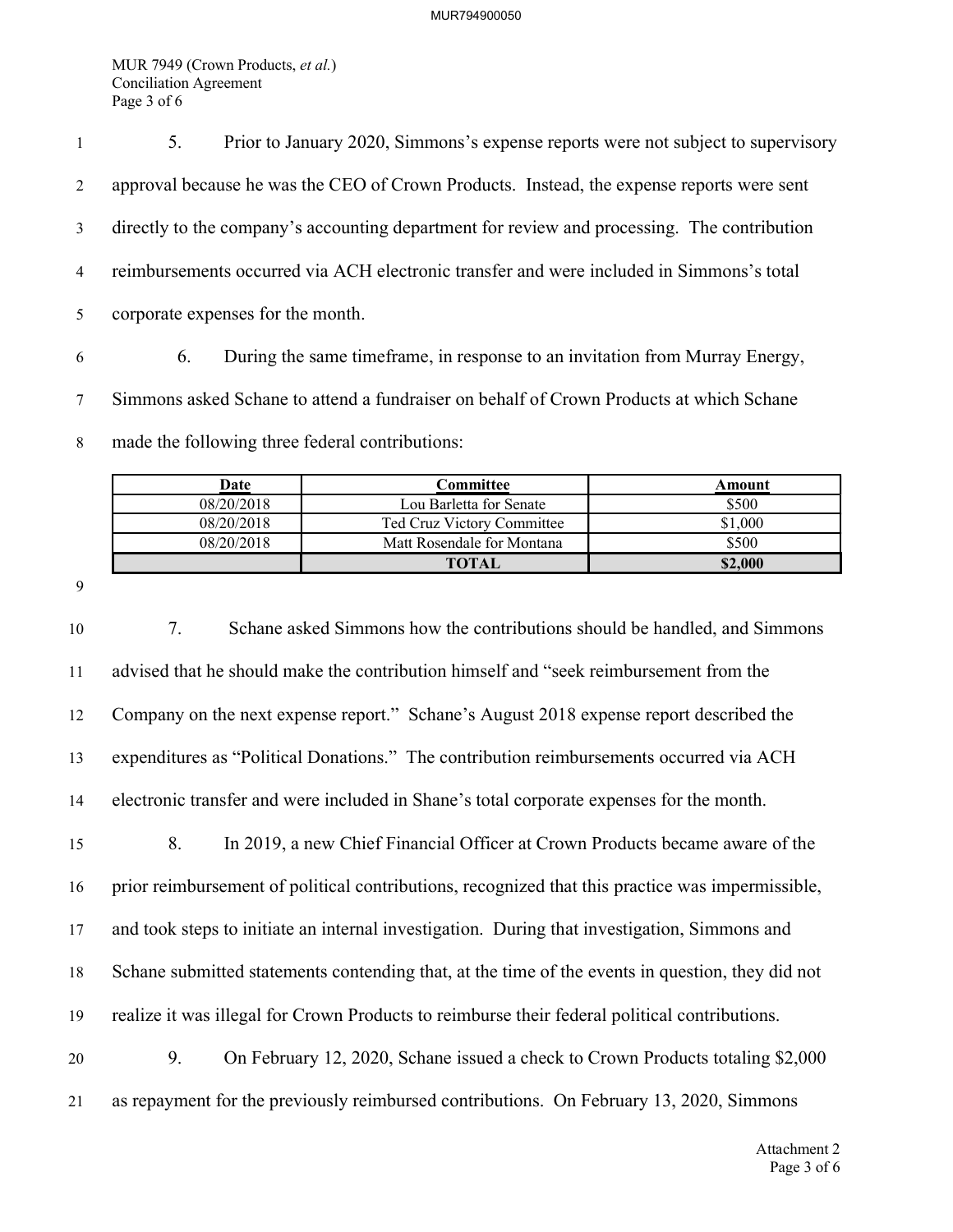5. Prior to January 2020, Simmons's expense reports were not subject to supervisory approval because he was the CEO of Crown Products. Instead, the expense reports were sent directly to the company's accounting department for review and processing. The contribution reimbursements occurred via ACH electronic transfer and were included in Simmons's total corporate expenses for the month.

6. During the same timeframe, in response to an invitation from Murray Energy, Simmons asked Schane to attend a fundraiser on behalf of Crown Products at which Schane made the following three federal contributions:

| Date | Committee | Amount |
|---|---|---|
| 08/20/2018 | Lou Barletta for Senate | $500 |
| 08/20/2018 | Ted Cruz Victory Committee | $1,000 |
| 08/20/2018 | Matt Rosendale for Montana | $500 |
| | **TOTAL** | **$2,000** |

7. Schane asked Simmons how the contributions should be handled, and Simmons advised that he should make the contribution himself and "seek reimbursement from the Company on the next expense report." Schane's August 2018 expense report described the expenditures as "Political Donations." The contribution reimbursements occurred via ACH electronic transfer and were included in Shane's total corporate expenses for the month.

8. In 2019, a new Chief Financial Officer at Crown Products became aware of the prior reimbursement of political contributions, recognized that this practice was impermissible, and took steps to initiate an internal investigation. During that investigation, Simmons and Schane submitted statements contending that, at the time of the events in question, they did not realize it was illegal for Crown Products to reimburse their federal political contributions.

9. On February 12, 2020, Schane issued a check to Crown Products totaling $2,000 as repayment for the previously reimbursed contributions. On February 13, 2020, Simmons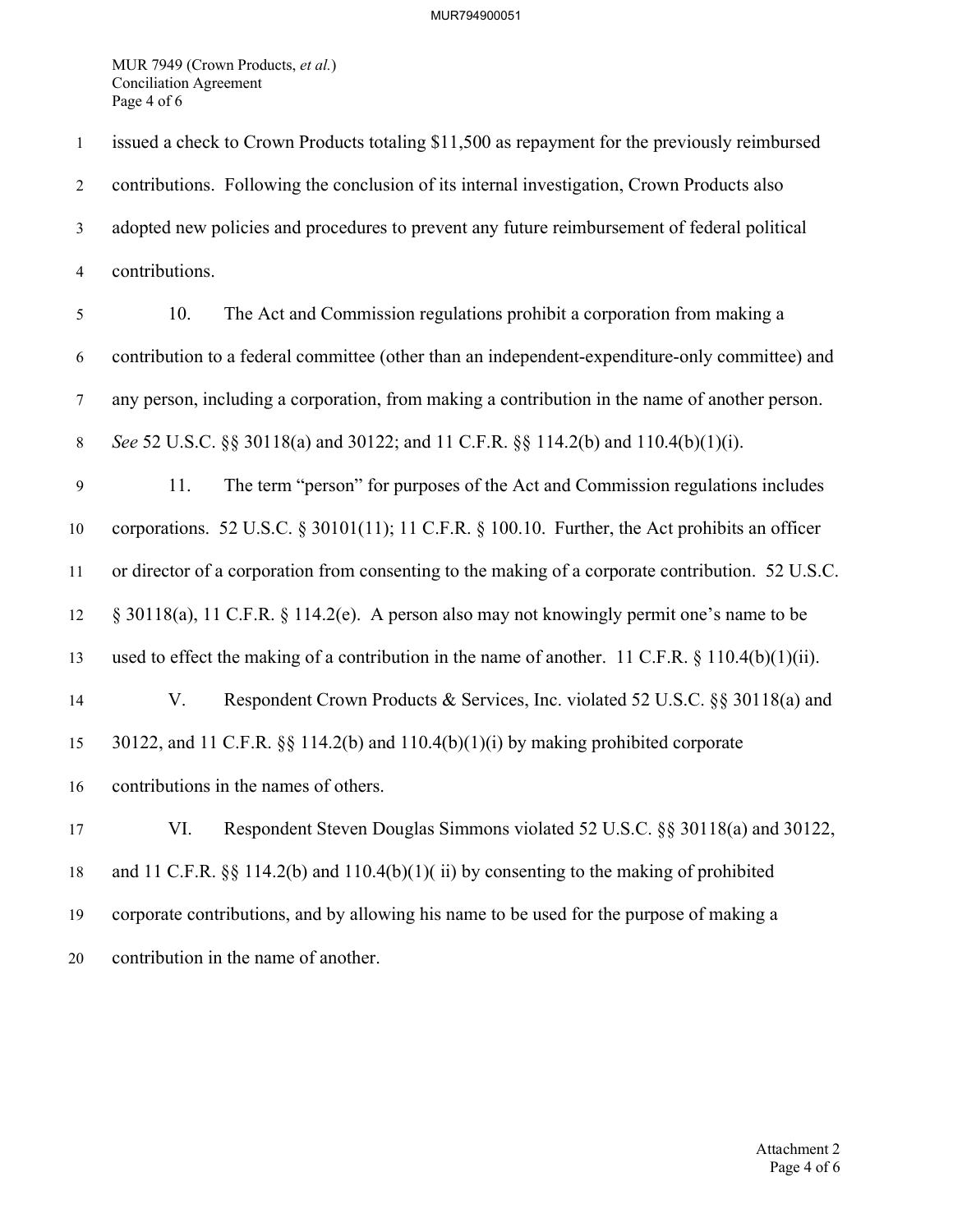issued a check to Crown Products totaling $11,500 as repayment for the previously reimbursed contributions. Following the conclusion of its internal investigation, Crown Products also adopted new policies and procedures to prevent any future reimbursement of federal political contributions.

10. The Act and Commission regulations prohibit a corporation from making a contribution to a federal committee (other than an independent-expenditure-only committee) and any person, including a corporation, from making a contribution in the name of another person. *See* 52 U.S.C. §§ 30118(a) and 30122; and 11 C.F.R. §§ 114.2(b) and 110.4(b)(1)(i).

11. The term "person" for purposes of the Act and Commission regulations includes corporations. 52 U.S.C. § 30101(11); 11 C.F.R. § 100.10. Further, the Act prohibits an officer or director of a corporation from consenting to the making of a corporate contribution. 52 U.S.C. § 30118(a), 11 C.F.R. § 114.2(e). A person also may not knowingly permit one's name to be used to effect the making of a contribution in the name of another. 11 C.F.R. § 110.4(b)(1)(ii).

V. Respondent Crown Products & Services, Inc. violated 52 U.S.C. §§ 30118(a) and 30122, and 11 C.F.R. §§ 114.2(b) and 110.4(b)(1)(i) by making prohibited corporate contributions in the names of others.

VI. Respondent Steven Douglas Simmons violated 52 U.S.C. §§ 30118(a) and 30122, and 11 C.F.R. §§ 114.2(b) and 110.4(b)(1)( ii) by consenting to the making of prohibited corporate contributions, and by allowing his name to be used for the purpose of making a contribution in the name of another.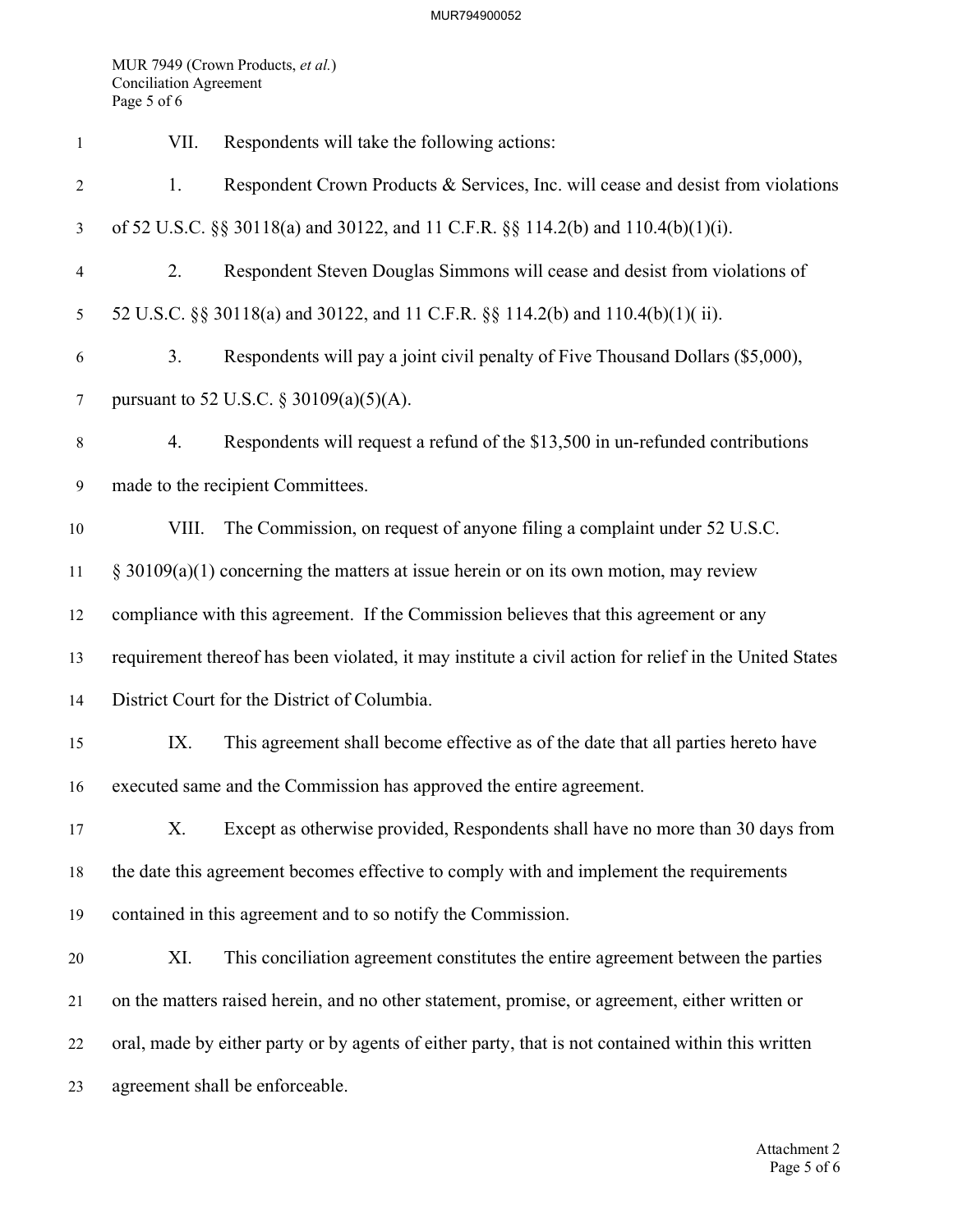VII. Respondents will take the following actions:

1. Respondent Crown Products & Services, Inc. will cease and desist from violations of 52 U.S.C. §§ 30118(a) and 30122, and 11 C.F.R. §§ 114.2(b) and 110.4(b)(1)(i).

2. Respondent Steven Douglas Simmons will cease and desist from violations of 52 U.S.C. §§ 30118(a) and 30122, and 11 C.F.R. §§ 114.2(b) and 110.4(b)(1)( ii).

3. Respondents will pay a joint civil penalty of Five Thousand Dollars ($5,000), pursuant to 52 U.S.C. § 30109(a)(5)(A).

4. Respondents will request a refund of the $13,500 in un-refunded contributions made to the recipient Committees.

VIII. The Commission, on request of anyone filing a complaint under 52 U.S.C. § 30109(a)(1) concerning the matters at issue herein or on its own motion, may review compliance with this agreement. If the Commission believes that this agreement or any requirement thereof has been violated, it may institute a civil action for relief in the United States District Court for the District of Columbia.

IX. This agreement shall become effective as of the date that all parties hereto have executed same and the Commission has approved the entire agreement.

X. Except as otherwise provided, Respondents shall have no more than 30 days from the date this agreement becomes effective to comply with and implement the requirements contained in this agreement and to so notify the Commission.

XI. This conciliation agreement constitutes the entire agreement between the parties on the matters raised herein, and no other statement, promise, or agreement, either written or oral, made by either party or by agents of either party, that is not contained within this written agreement shall be enforceable.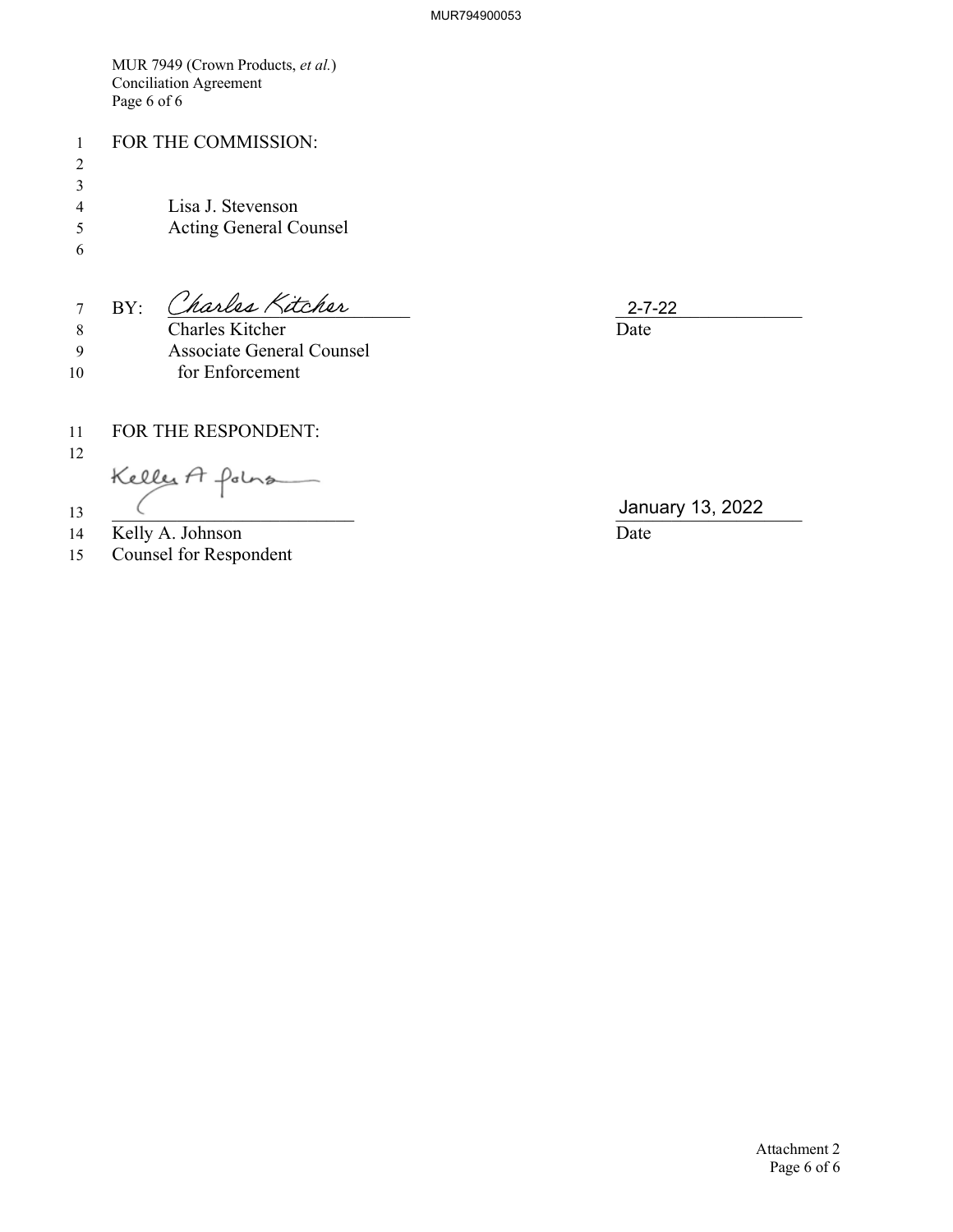FOR THE COMMISSION:

Lisa J. Stevenson
Acting General Counsel

BY: *Charles Kitcher* ______________________ 2-7-22
Charles Kitcher Date
Associate General Counsel
for Enforcement

FOR THE RESPONDENT:

______________________ January 13, 2022
Kelly A. Johnson Date
Counsel for Respondent